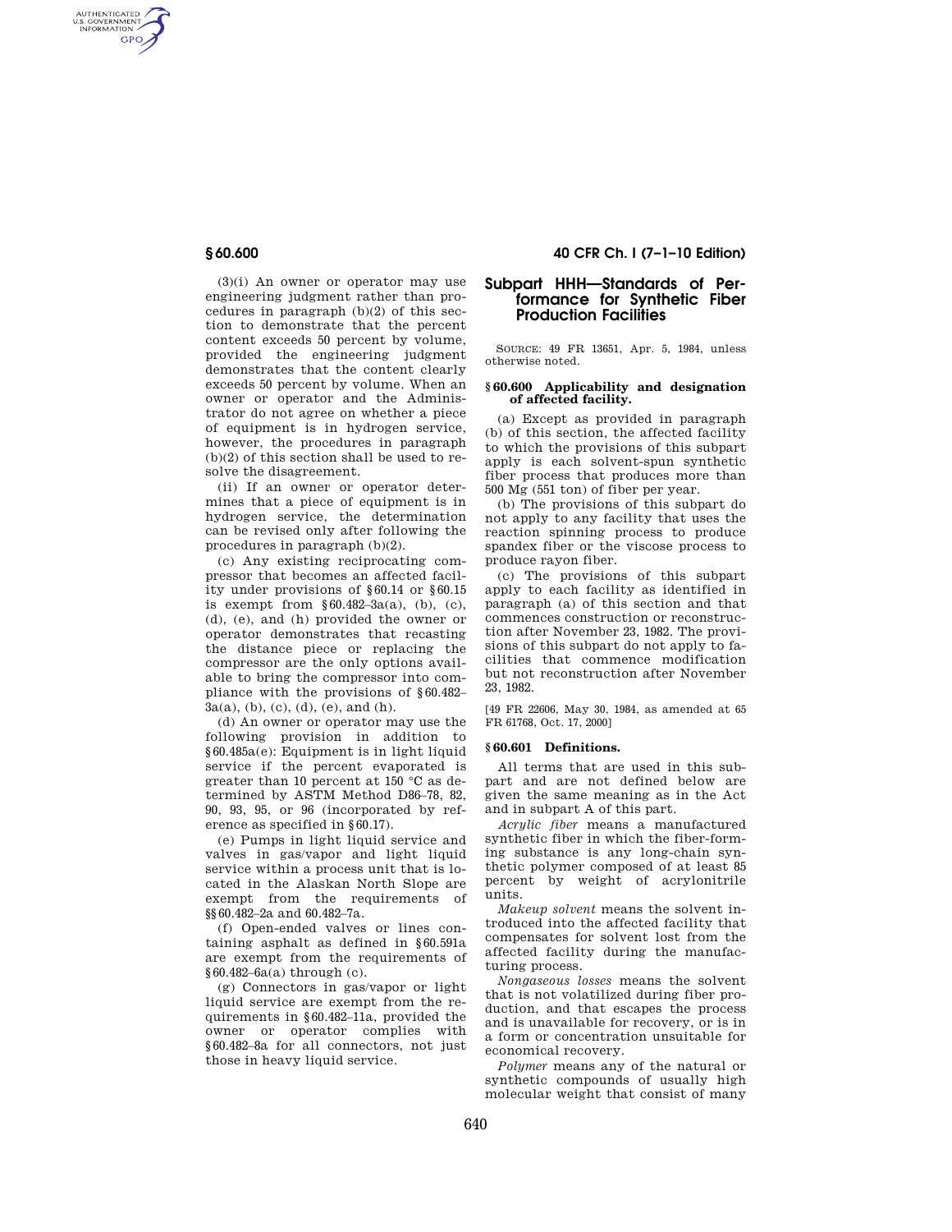(3)(i) An owner or operator may use engineering judgment rather than procedures in paragraph (b)(2) of this section to demonstrate that the percent content exceeds 50 percent by volume, provided the engineering judgment demonstrates that the content clearly exceeds 50 percent by volume. When an owner or operator and the Administrator do not agree on whether a piece of equipment is in hydrogen service, however, the procedures in paragraph (b)(2) of this section shall be used to resolve the disagreement.

(ii) If an owner or operator determines that a piece of equipment is in hydrogen service, the determination can be revised only after following the procedures in paragraph (b)(2).

(c) Any existing reciprocating compressor that becomes an affected facility under provisions of §60.14 or §60.15 is exempt from §60.482–3a(a), (b), (c), (d), (e), and (h) provided the owner or operator demonstrates that recasting the distance piece or replacing the compressor are the only options available to bring the compressor into compliance with the provisions of §60.482–3a(a), (b), (c), (d), (e), and (h).

(d) An owner or operator may use the following provision in addition to §60.485a(e): Equipment is in light liquid service if the percent evaporated is greater than 10 percent at 150 °C as determined by ASTM Method D86–78, 82, 90, 93, 95, or 96 (incorporated by reference as specified in §60.17).

(e) Pumps in light liquid service and valves in gas/vapor and light liquid service within a process unit that is located in the Alaskan North Slope are exempt from the requirements of §§60.482–2a and 60.482–7a.

(f) Open-ended valves or lines containing asphalt as defined in §60.591a are exempt from the requirements of §60.482–6a(a) through (c).

(g) Connectors in gas/vapor or light liquid service are exempt from the requirements in §60.482–11a, provided the owner or operator complies with §60.482–8a for all connectors, not just those in heavy liquid service.

## Subpart HHH—Standards of Performance for Synthetic Fiber Production Facilities

SOURCE: 49 FR 13651, Apr. 5, 1984, unless otherwise noted.

### §60.600 Applicability and designation of affected facility.

(a) Except as provided in paragraph (b) of this section, the affected facility to which the provisions of this subpart apply is each solvent-spun synthetic fiber process that produces more than 500 Mg (551 ton) of fiber per year.

(b) The provisions of this subpart do not apply to any facility that uses the reaction spinning process to produce spandex fiber or the viscose process to produce rayon fiber.

(c) The provisions of this subpart apply to each facility as identified in paragraph (a) of this section and that commences construction or reconstruction after November 23, 1982. The provisions of this subpart do not apply to facilities that commence modification but not reconstruction after November 23, 1982.

[49 FR 22606, May 30, 1984, as amended at 65 FR 61768, Oct. 17, 2000]

### §60.601 Definitions.

All terms that are used in this subpart and are not defined below are given the same meaning as in the Act and in subpart A of this part.

*Acrylic fiber* means a manufactured synthetic fiber in which the fiber-forming substance is any long-chain synthetic polymer composed of at least 85 percent by weight of acrylonitrile units.

*Makeup solvent* means the solvent introduced into the affected facility that compensates for solvent lost from the affected facility during the manufacturing process.

*Nongaseous losses* means the solvent that is not volatilized during fiber production, and that escapes the process and is unavailable for recovery, or is in a form or concentration unsuitable for economical recovery.

*Polymer* means any of the natural or synthetic compounds of usually high molecular weight that consist of many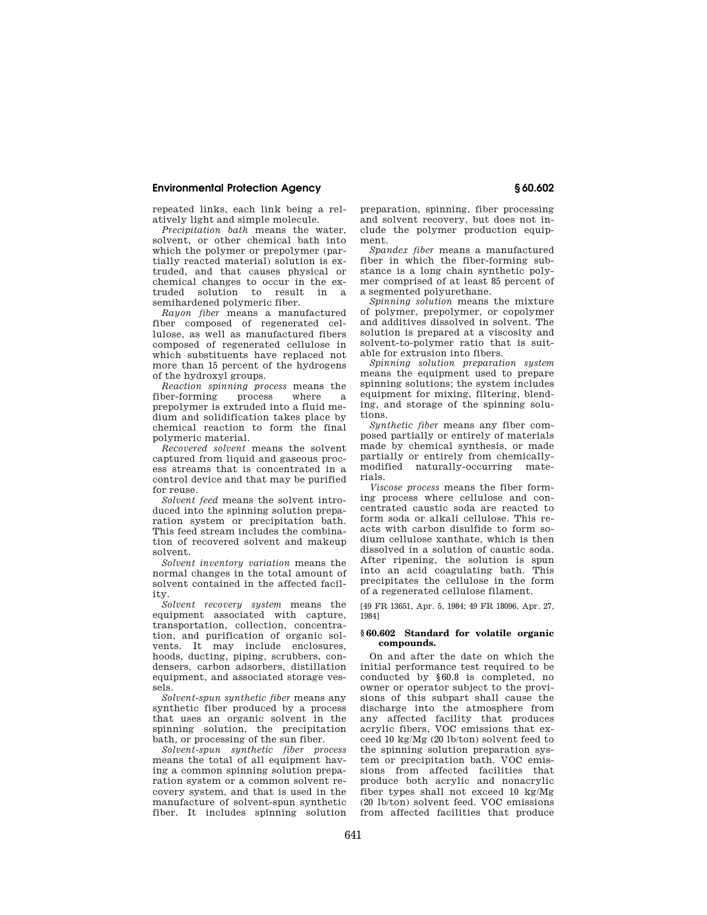repeated links, each link being a relatively light and simple molecule.

*Precipitation bath* means the water, solvent, or other chemical bath into which the polymer or prepolymer (partially reacted material) solution is extruded, and that causes physical or chemical changes to occur in the extruded solution to result in a semihardened polymeric fiber.

*Rayon fiber* means a manufactured fiber composed of regenerated cellulose, as well as manufactured fibers composed of regenerated cellulose in which substituents have replaced not more than 15 percent of the hydrogens of the hydroxyl groups.

*Reaction spinning process* means the fiber-forming process where a prepolymer is extruded into a fluid medium and solidification takes place by chemical reaction to form the final polymeric material.

*Recovered solvent* means the solvent captured from liquid and gaseous process streams that is concentrated in a control device and that may be purified for reuse.

*Solvent feed* means the solvent introduced into the spinning solution preparation system or precipitation bath. This feed stream includes the combination of recovered solvent and makeup solvent.

*Solvent inventory variation* means the normal changes in the total amount of solvent contained in the affected facility.

*Solvent recovery system* means the equipment associated with capture, transportation, collection, concentration, and purification of organic solvents. It may include enclosures, hoods, ducting, piping, scrubbers, condensers, carbon adsorbers, distillation equipment, and associated storage vessels.

*Solvent-spun synthetic fiber* means any synthetic fiber produced by a process that uses an organic solvent in the spinning solution, the precipitation bath, or processing of the sun fiber.

*Solvent-spun synthetic fiber process* means the total of all equipment having a common spinning solution preparation system or a common solvent recovery system, and that is used in the manufacture of solvent-spun synthetic fiber. It includes spinning solution preparation, spinning, fiber processing and solvent recovery, but does not include the polymer production equipment.

*Spandex fiber* means a manufactured fiber in which the fiber-forming substance is a long chain synthetic polymer comprised of at least 85 percent of a segmented polyurethane.

*Spinning solution* means the mixture of polymer, prepolymer, or copolymer and additives dissolved in solvent. The solution is prepared at a viscosity and solvent-to-polymer ratio that is suitable for extrusion into fibers.

*Spinning solution preparation system* means the equipment used to prepare spinning solutions; the system includes equipment for mixing, filtering, blending, and storage of the spinning solutions.

*Synthetic fiber* means any fiber composed partially or entirely of materials made by chemical synthesis, or made partially or entirely from chemically-modified naturally-occurring materials.

*Viscose process* means the fiber forming process where cellulose and concentrated caustic soda are reacted to form soda or alkali cellulose. This reacts with carbon disulfide to form sodium cellulose xanthate, which is then dissolved in a solution of caustic soda. After ripening, the solution is spun into an acid coagulating bath. This precipitates the cellulose in the form of a regenerated cellulose filament.

[49 FR 13651, Apr. 5, 1984; 49 FR 18096, Apr. 27, 1984]

### § 60.602 Standard for volatile organic compounds.

On and after the date on which the initial performance test required to be conducted by §60.8 is completed, no owner or operator subject to the provisions of this subpart shall cause the discharge into the atmosphere from any affected facility that produces acrylic fibers, VOC emissions that exceed 10 kg/Mg (20 lb/ton) solvent feed to the spinning solution preparation system or precipitation bath. VOC emissions from affected facilities that produce both acrylic and nonacrylic fiber types shall not exceed 10 kg/Mg (20 lb/ton) solvent feed. VOC emissions from affected facilities that produce